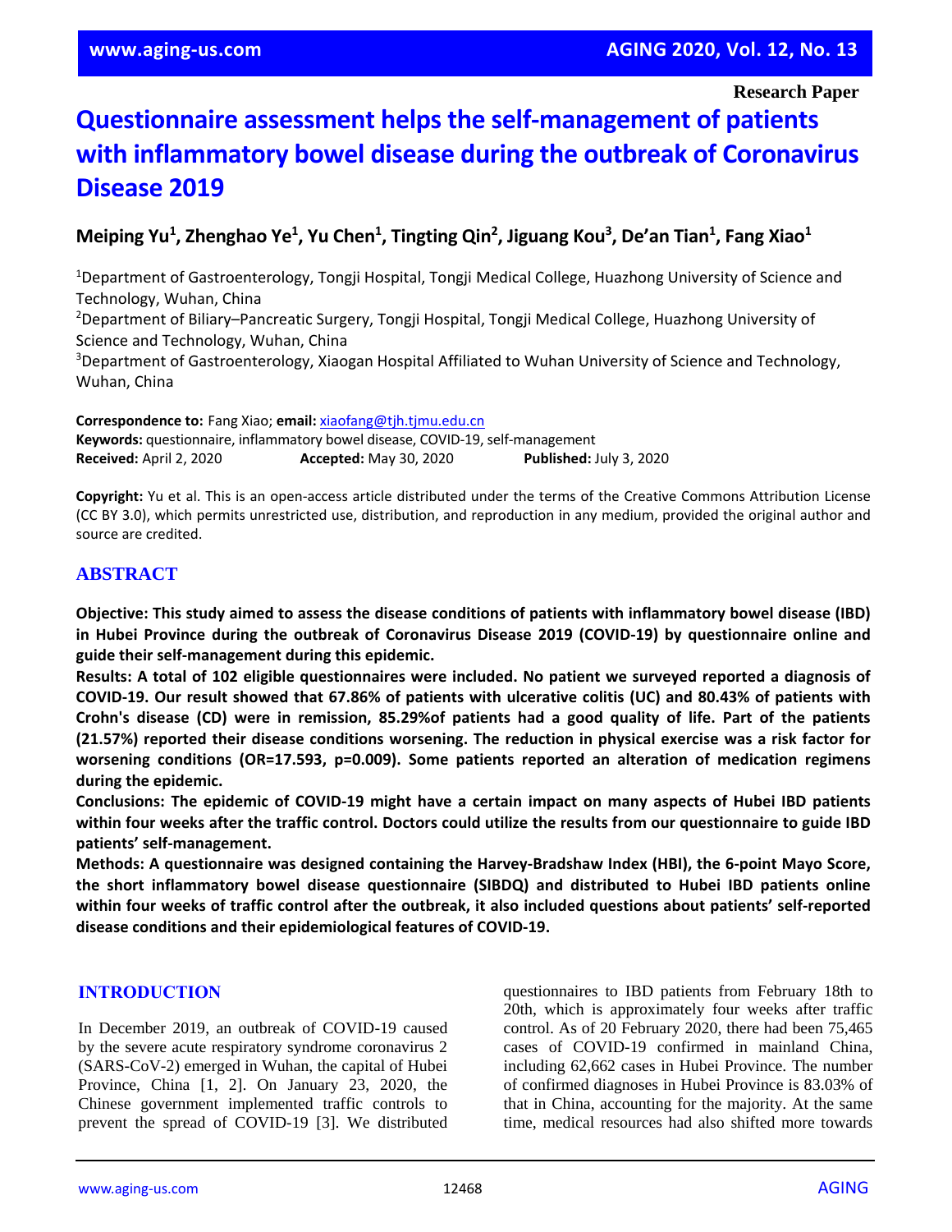Research Paper

# Questionnaire assessment helps the self-management of patients with inflammatory bowel disease during the outbreak of Coronavirus Disease 2019

**Meiping Yu[1], Zhenghao Ye[1], Yu Chen[1], Tingting Qin[2], Jiguang Kou[3], De'an Tian[1], Fang Xiao[1]**

[1]Department of Gastroenterology, Tongji Hospital, Tongji Medical College, Huazhong University of Science and Technology, Wuhan, China
[2]Department of Biliary–Pancreatic Surgery, Tongji Hospital, Tongji Medical College, Huazhong University of Science and Technology, Wuhan, China
[3]Department of Gastroenterology, Xiaogan Hospital Affiliated to Wuhan University of Science and Technology, Wuhan, China

**Correspondence to:** Fang Xiao; **email:** xiaofang@tjh.tjmu.edu.cn
**Keywords:** questionnaire, inflammatory bowel disease, COVID-19, self-management
**Received:** April 2, 2020 **Accepted:** May 30, 2020 **Published:** July 3, 2020

**Copyright:** Yu et al. This is an open-access article distributed under the terms of the Creative Commons Attribution License (CC BY 3.0), which permits unrestricted use, distribution, and reproduction in any medium, provided the original author and source are credited.

## ABSTRACT

**Objective: This study aimed to assess the disease conditions of patients with inflammatory bowel disease (IBD) in Hubei Province during the outbreak of Coronavirus Disease 2019 (COVID-19) by questionnaire online and guide their self-management during this epidemic.**

**Results: A total of 102 eligible questionnaires were included. No patient we surveyed reported a diagnosis of COVID-19. Our result showed that 67.86% of patients with ulcerative colitis (UC) and 80.43% of patients with Crohn's disease (CD) were in remission, 85.29%of patients had a good quality of life. Part of the patients (21.57%) reported their disease conditions worsening. The reduction in physical exercise was a risk factor for worsening conditions (OR=17.593, p=0.009). Some patients reported an alteration of medication regimens during the epidemic.**

**Conclusions: The epidemic of COVID-19 might have a certain impact on many aspects of Hubei IBD patients within four weeks after the traffic control. Doctors could utilize the results from our questionnaire to guide IBD patients' self-management.**

**Methods: A questionnaire was designed containing the Harvey-Bradshaw Index (HBI), the 6-point Mayo Score, the short inflammatory bowel disease questionnaire (SIBDQ) and distributed to Hubei IBD patients online within four weeks of traffic control after the outbreak, it also included questions about patients' self-reported disease conditions and their epidemiological features of COVID-19.**

## INTRODUCTION

In December 2019, an outbreak of COVID-19 caused by the severe acute respiratory syndrome coronavirus 2 (SARS-CoV-2) emerged in Wuhan, the capital of Hubei Province, China [1, 2]. On January 23, 2020, the Chinese government implemented traffic controls to prevent the spread of COVID-19 [3]. We distributed questionnaires to IBD patients from February 18th to 20th, which is approximately four weeks after traffic control. As of 20 February 2020, there had been 75,465 cases of COVID-19 confirmed in mainland China, including 62,662 cases in Hubei Province. The number of confirmed diagnoses in Hubei Province is 83.03% of that in China, accounting for the majority. At the same time, medical resources had also shifted more towards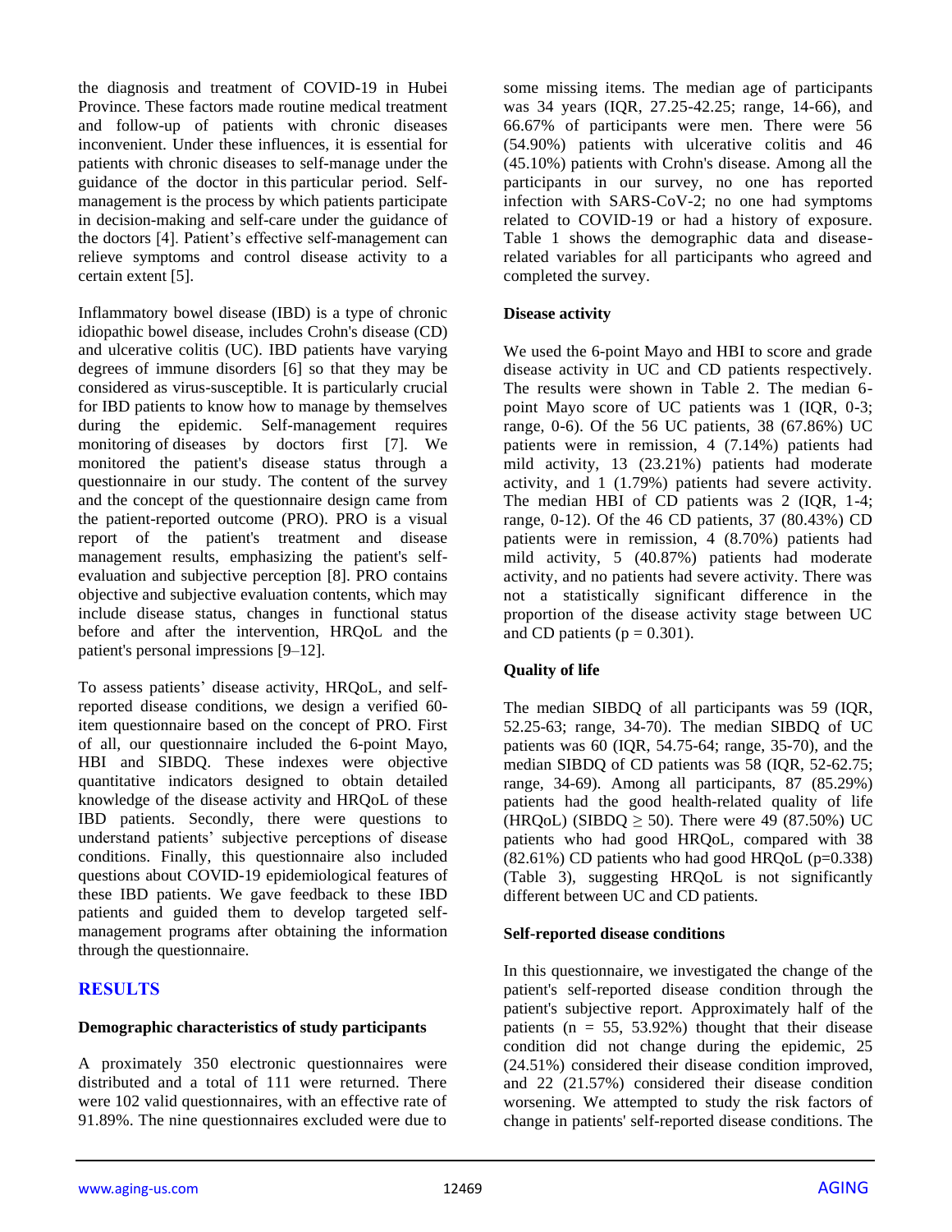the diagnosis and treatment of COVID-19 in Hubei Province. These factors made routine medical treatment and follow-up of patients with chronic diseases inconvenient. Under these influences, it is essential for patients with chronic diseases to self-manage under the guidance of the doctor in this particular period. Self-management is the process by which patients participate in decision-making and self-care under the guidance of the doctors [4]. Patient's effective self-management can relieve symptoms and control disease activity to a certain extent [5].

Inflammatory bowel disease (IBD) is a type of chronic idiopathic bowel disease, includes Crohn's disease (CD) and ulcerative colitis (UC). IBD patients have varying degrees of immune disorders [6] so that they may be considered as virus-susceptible. It is particularly crucial for IBD patients to know how to manage by themselves during the epidemic. Self-management requires monitoring of diseases by doctors first [7]. We monitored the patient's disease status through a questionnaire in our study. The content of the survey and the concept of the questionnaire design came from the patient-reported outcome (PRO). PRO is a visual report of the patient's treatment and disease management results, emphasizing the patient's self-evaluation and subjective perception [8]. PRO contains objective and subjective evaluation contents, which may include disease status, changes in functional status before and after the intervention, HRQoL and the patient's personal impressions [9–12].

To assess patients' disease activity, HRQoL, and self-reported disease conditions, we design a verified 60-item questionnaire based on the concept of PRO. First of all, our questionnaire included the 6-point Mayo, HBI and SIBDQ. These indexes were objective quantitative indicators designed to obtain detailed knowledge of the disease activity and HRQoL of these IBD patients. Secondly, there were questions to understand patients' subjective perceptions of disease conditions. Finally, this questionnaire also included questions about COVID-19 epidemiological features of these IBD patients. We gave feedback to these IBD patients and guided them to develop targeted self-management programs after obtaining the information through the questionnaire.

## RESULTS

### Demographic characteristics of study participants

A proximately 350 electronic questionnaires were distributed and a total of 111 were returned. There were 102 valid questionnaires, with an effective rate of 91.89%. The nine questionnaires excluded were due to some missing items. The median age of participants was 34 years (IQR, 27.25-42.25; range, 14-66), and 66.67% of participants were men. There were 56 (54.90%) patients with ulcerative colitis and 46 (45.10%) patients with Crohn's disease. Among all the participants in our survey, no one has reported infection with SARS-CoV-2; no one had symptoms related to COVID-19 or had a history of exposure. Table 1 shows the demographic data and disease-related variables for all participants who agreed and completed the survey.

### Disease activity

We used the 6-point Mayo and HBI to score and grade disease activity in UC and CD patients respectively. The results were shown in Table 2. The median 6-point Mayo score of UC patients was 1 (IQR, 0-3; range, 0-6). Of the 56 UC patients, 38 (67.86%) UC patients were in remission, 4 (7.14%) patients had mild activity, 13 (23.21%) patients had moderate activity, and 1 (1.79%) patients had severe activity. The median HBI of CD patients was 2 (IQR, 1-4; range, 0-12). Of the 46 CD patients, 37 (80.43%) CD patients were in remission, 4 (8.70%) patients had mild activity, 5 (40.87%) patients had moderate activity, and no patients had severe activity. There was not a statistically significant difference in the proportion of the disease activity stage between UC and CD patients ($p = 0.301$).

### Quality of life

The median SIBDQ of all participants was 59 (IQR, 52.25-63; range, 34-70). The median SIBDQ of UC patients was 60 (IQR, 54.75-64; range, 35-70), and the median SIBDQ of CD patients was 58 (IQR, 52-62.75; range, 34-69). Among all participants, 87 (85.29%) patients had the good health-related quality of life (HRQoL) (SIBDQ $\geq$ 50). There were 49 (87.50%) UC patients who had good HRQoL, compared with 38 (82.61%) CD patients who had good HRQoL ($p=0.338$) (Table 3), suggesting HRQoL is not significantly different between UC and CD patients.

### Self-reported disease conditions

In this questionnaire, we investigated the change of the patient's self-reported disease condition through the patient's subjective report. Approximately half of the patients (n = 55, 53.92%) thought that their disease condition did not change during the epidemic, 25 (24.51%) considered their disease condition improved, and 22 (21.57%) considered their disease condition worsening. We attempted to study the risk factors of change in patients' self-reported disease conditions. The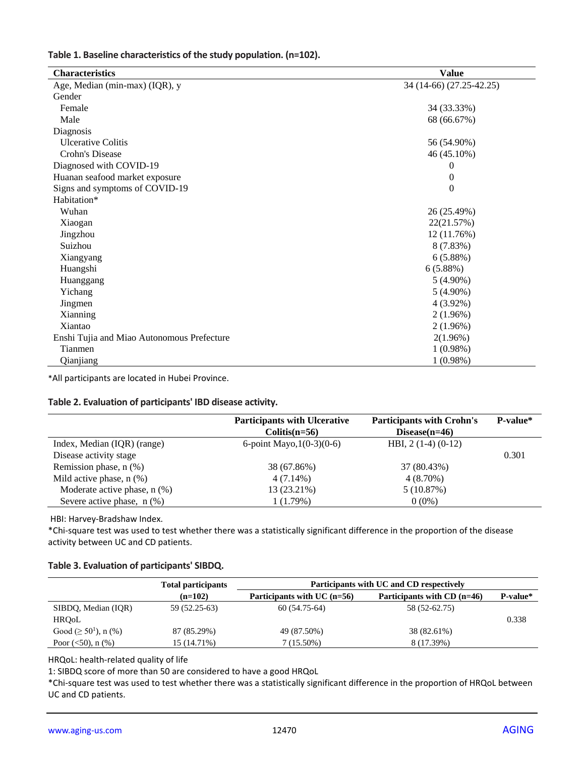**Table 1. Baseline characteristics of the study population. (n=102).**

| Characteristics | Value |
|---|---|
| Age, Median (min-max) (IQR), y | 34 (14-66) (27.25-42.25) |
| Gender | |
| Female | 34 (33.33%) |
| Male | 68 (66.67%) |
| Diagnosis | |
| Ulcerative Colitis | 56 (54.90%) |
| Crohn's Disease | 46 (45.10%) |
| Diagnosed with COVID-19 | 0 |
| Huanan seafood market exposure | 0 |
| Signs and symptoms of COVID-19 | 0 |
| Habitation* | |
| Wuhan | 26 (25.49%) |
| Xiaogan | 22(21.57%) |
| Jingzhou | 12 (11.76%) |
| Suizhou | 8 (7.83%) |
| Xiangyang | 6 (5.88%) |
| Huangshi | 6 (5.88%) |
| Huanggang | 5 (4.90%) |
| Yichang | 5 (4.90%) |
| Jingmen | 4 (3.92%) |
| Xianning | 2 (1.96%) |
| Xiantao | 2 (1.96%) |
| Enshi Tujia and Miao Autonomous Prefecture | 2(1.96%) |
| Tianmen | 1 (0.98%) |
| Qianjiang | 1 (0.98%) |

*All participants are located in Hubei Province.

**Table 2. Evaluation of participants' IBD disease activity.**

| | Participants with Ulcerative Colitis(n=56) | Participants with Crohn's Disease(n=46) | P-value* |
|---|---|---|---|
| Index, Median (IQR) (range) | 6-point Mayo,1(0-3)(0-6) | HBI, 2 (1-4) (0-12) | |
| Disease activity stage | | | 0.301 |
| Remission phase, n (%) | 38 (67.86%) | 37 (80.43%) | |
| Mild active phase, n (%) | 4 (7.14%) | 4 (8.70%) | |
| Moderate active phase, n (%) | 13 (23.21%) | 5 (10.87%) | |
| Severe active phase, n (%) | 1 (1.79%) | 0 (0%) | |

HBI: Harvey-Bradshaw Index.

*Chi-square test was used to test whether there was a statistically significant difference in the proportion of the disease activity between UC and CD patients.

**Table 3. Evaluation of participants' SIBDQ.**

| | Total participants | Participants with UC and CD respectively | | |
|---|---|---|---|---|
| | (n=102) | Participants with UC (n=56) | Participants with CD (n=46) | P-value* |
| SIBDQ, Median (IQR) | 59 (52.25-63) | 60 (54.75-64) | 58 (52-62.75) | |
| HRQoL | | | | 0.338 |
| Good (≥ 50[1]), n (%) | 87 (85.29%) | 49 (87.50%) | 38 (82.61%) | |
| Poor (<50), n (%) | 15 (14.71%) | 7 (15.50%) | 8 (17.39%) | |

HRQoL: health-related quality of life

1: SIBDQ score of more than 50 are considered to have a good HRQoL

*Chi-square test was used to test whether there was a statistically significant difference in the proportion of HRQoL between UC and CD patients.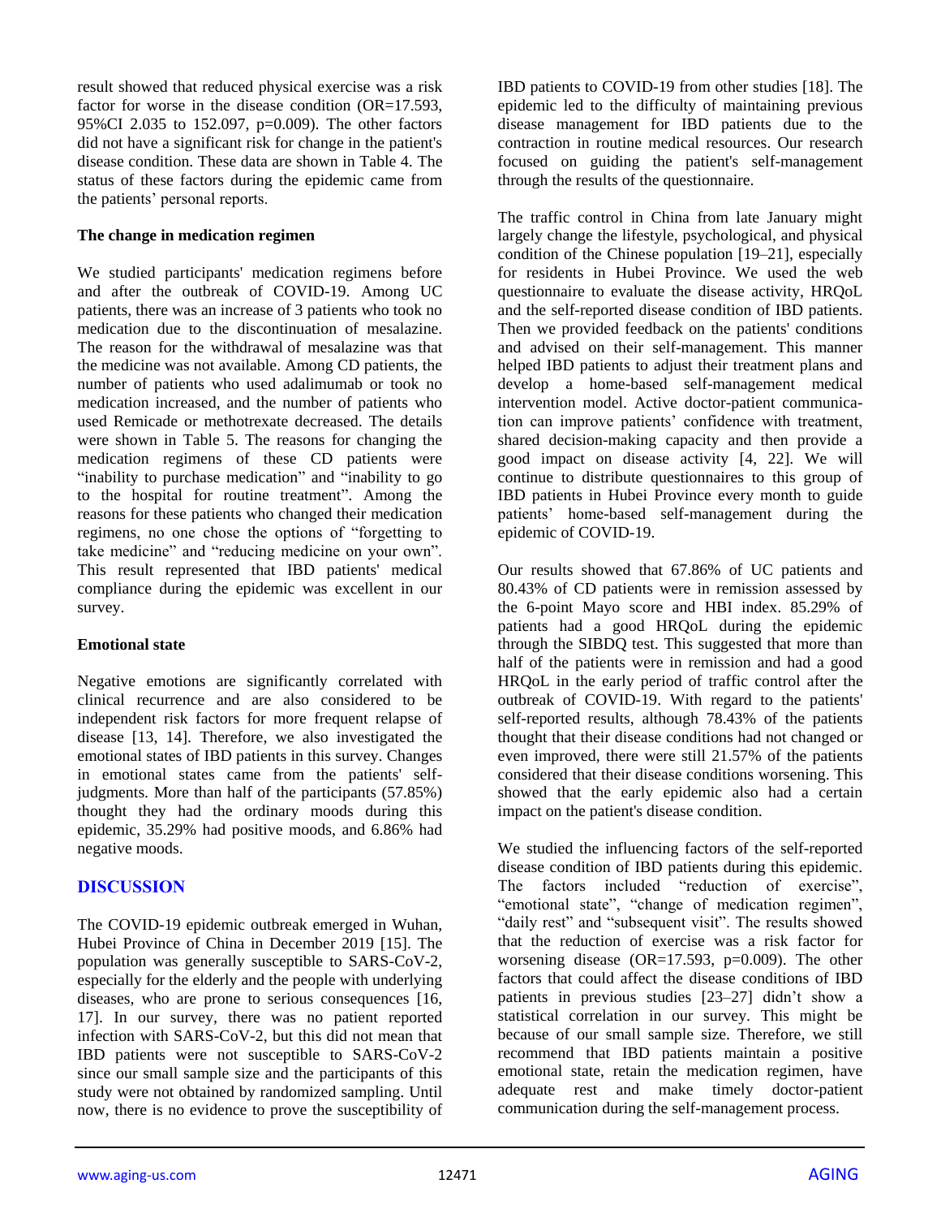result showed that reduced physical exercise was a risk factor for worse in the disease condition (OR=17.593, 95%CI 2.035 to 152.097, p=0.009). The other factors did not have a significant risk for change in the patient's disease condition. These data are shown in Table 4. The status of these factors during the epidemic came from the patients' personal reports.

### The change in medication regimen

We studied participants' medication regimens before and after the outbreak of COVID-19. Among UC patients, there was an increase of 3 patients who took no medication due to the discontinuation of mesalazine. The reason for the withdrawal of mesalazine was that the medicine was not available. Among CD patients, the number of patients who used adalimumab or took no medication increased, and the number of patients who used Remicade or methotrexate decreased. The details were shown in Table 5. The reasons for changing the medication regimens of these CD patients were "inability to purchase medication" and "inability to go to the hospital for routine treatment". Among the reasons for these patients who changed their medication regimens, no one chose the options of "forgetting to take medicine" and "reducing medicine on your own". This result represented that IBD patients' medical compliance during the epidemic was excellent in our survey.

### Emotional state

Negative emotions are significantly correlated with clinical recurrence and are also considered to be independent risk factors for more frequent relapse of disease [13, 14]. Therefore, we also investigated the emotional states of IBD patients in this survey. Changes in emotional states came from the patients' self-judgments. More than half of the participants (57.85%) thought they had the ordinary moods during this epidemic, 35.29% had positive moods, and 6.86% had negative moods.

## DISCUSSION

The COVID-19 epidemic outbreak emerged in Wuhan, Hubei Province of China in December 2019 [15]. The population was generally susceptible to SARS-CoV-2, especially for the elderly and the people with underlying diseases, who are prone to serious consequences [16, 17]. In our survey, there was no patient reported infection with SARS-CoV-2, but this did not mean that IBD patients were not susceptible to SARS-CoV-2 since our small sample size and the participants of this study were not obtained by randomized sampling. Until now, there is no evidence to prove the susceptibility of IBD patients to COVID-19 from other studies [18]. The epidemic led to the difficulty of maintaining previous disease management for IBD patients due to the contraction in routine medical resources. Our research focused on guiding the patient's self-management through the results of the questionnaire.

The traffic control in China from late January might largely change the lifestyle, psychological, and physical condition of the Chinese population [19–21], especially for residents in Hubei Province. We used the web questionnaire to evaluate the disease activity, HRQoL and the self-reported disease condition of IBD patients. Then we provided feedback on the patients' conditions and advised on their self-management. This manner helped IBD patients to adjust their treatment plans and develop a home-based self-management medical intervention model. Active doctor-patient communication can improve patients' confidence with treatment, shared decision-making capacity and then provide a good impact on disease activity [4, 22]. We will continue to distribute questionnaires to this group of IBD patients in Hubei Province every month to guide patients' home-based self-management during the epidemic of COVID-19.

Our results showed that 67.86% of UC patients and 80.43% of CD patients were in remission assessed by the 6-point Mayo score and HBI index. 85.29% of patients had a good HRQoL during the epidemic through the SIBDQ test. This suggested that more than half of the patients were in remission and had a good HRQoL in the early period of traffic control after the outbreak of COVID-19. With regard to the patients' self-reported results, although 78.43% of the patients thought that their disease conditions had not changed or even improved, there were still 21.57% of the patients considered that their disease conditions worsening. This showed that the early epidemic also had a certain impact on the patient's disease condition.

We studied the influencing factors of the self-reported disease condition of IBD patients during this epidemic. The factors included "reduction of exercise", "emotional state", "change of medication regimen", "daily rest" and "subsequent visit". The results showed that the reduction of exercise was a risk factor for worsening disease (OR=17.593, p=0.009). The other factors that could affect the disease conditions of IBD patients in previous studies [23–27] didn't show a statistical correlation in our survey. This might be because of our small sample size. Therefore, we still recommend that IBD patients maintain a positive emotional state, retain the medication regimen, have adequate rest and make timely doctor-patient communication during the self-management process.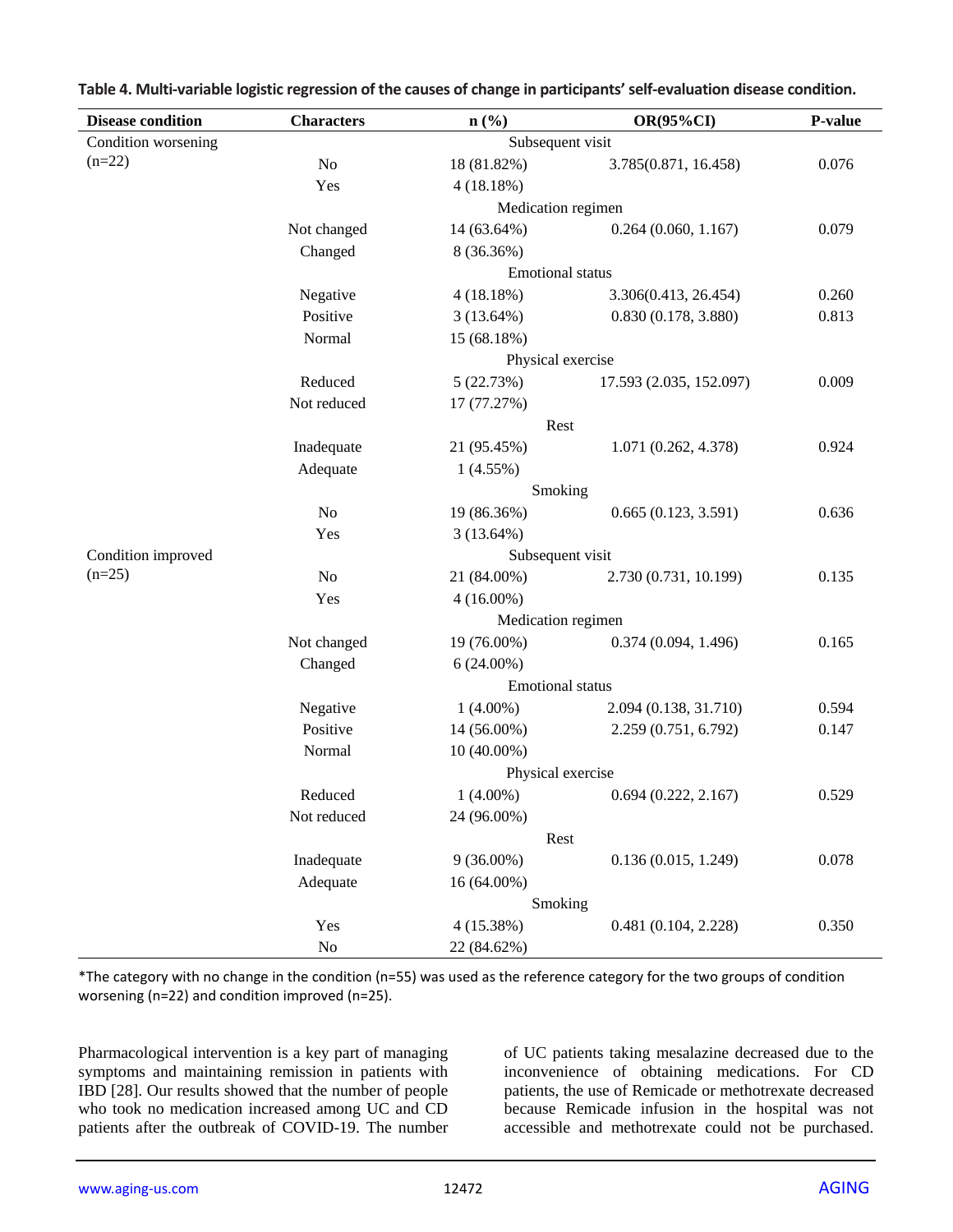**Table 4. Multi-variable logistic regression of the causes of change in participants' self-evaluation disease condition.**

| Disease condition | Characters | n (%) | OR(95%CI) | P-value |
|---|---|---|---|---|
| Condition worsening (n=22) | | Subsequent visit | | |
| | No | 18 (81.82%) | 3.785(0.871, 16.458) | 0.076 |
| | Yes | 4 (18.18%) | | |
| | | Medication regimen | | |
| | Not changed | 14 (63.64%) | 0.264 (0.060, 1.167) | 0.079 |
| | Changed | 8 (36.36%) | | |
| | | Emotional status | | |
| | Negative | 4 (18.18%) | 3.306(0.413, 26.454) | 0.260 |
| | Positive | 3 (13.64%) | 0.830 (0.178, 3.880) | 0.813 |
| | Normal | 15 (68.18%) | | |
| | | Physical exercise | | |
| | Reduced | 5 (22.73%) | 17.593 (2.035, 152.097) | 0.009 |
| | Not reduced | 17 (77.27%) | | |
| | | Rest | | |
| | Inadequate | 21 (95.45%) | 1.071 (0.262, 4.378) | 0.924 |
| | Adequate | 1 (4.55%) | | |
| | | Smoking | | |
| | No | 19 (86.36%) | 0.665 (0.123, 3.591) | 0.636 |
| | Yes | 3 (13.64%) | | |
| Condition improved (n=25) | | Subsequent visit | | |
| | No | 21 (84.00%) | 2.730 (0.731, 10.199) | 0.135 |
| | Yes | 4 (16.00%) | | |
| | | Medication regimen | | |
| | Not changed | 19 (76.00%) | 0.374 (0.094, 1.496) | 0.165 |
| | Changed | 6 (24.00%) | | |
| | | Emotional status | | |
| | Negative | 1 (4.00%) | 2.094 (0.138, 31.710) | 0.594 |
| | Positive | 14 (56.00%) | 2.259 (0.751, 6.792) | 0.147 |
| | Normal | 10 (40.00%) | | |
| | | Physical exercise | | |
| | Reduced | 1 (4.00%) | 0.694 (0.222, 2.167) | 0.529 |
| | Not reduced | 24 (96.00%) | | |
| | | Rest | | |
| | Inadequate | 9 (36.00%) | 0.136 (0.015, 1.249) | 0.078 |
| | Adequate | 16 (64.00%) | | |
| | | Smoking | | |
| | Yes | 4 (15.38%) | 0.481 (0.104, 2.228) | 0.350 |
| | No | 22 (84.62%) | | |

*The category with no change in the condition (n=55) was used as the reference category for the two groups of condition worsening (n=22) and condition improved (n=25).

Pharmacological intervention is a key part of managing symptoms and maintaining remission in patients with IBD [28]. Our results showed that the number of people who took no medication increased among UC and CD patients after the outbreak of COVID-19. The number of UC patients taking mesalazine decreased due to the inconvenience of obtaining medications. For CD patients, the use of Remicade or methotrexate decreased because Remicade infusion in the hospital was not accessible and methotrexate could not be purchased.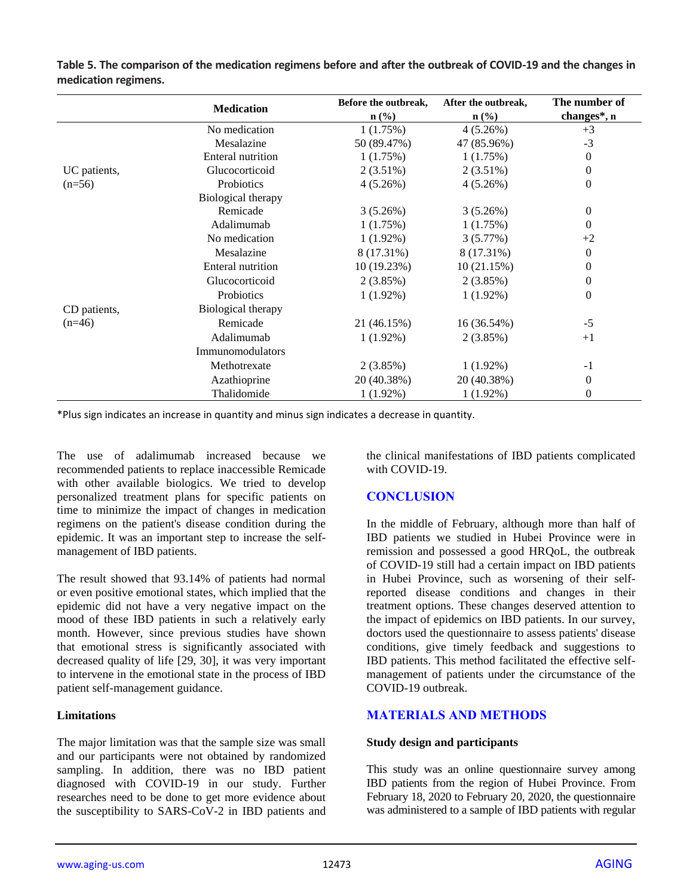**Table 5. The comparison of the medication regimens before and after the outbreak of COVID-19 and the changes in medication regimens.**

| | Medication | Before the outbreak, n (%) | After the outbreak, n (%) | The number of changes*, n |
|---|---|---|---|---|
| UC patients, (n=56) | No medication | 1 (1.75%) | 4 (5.26%) | +3 |
| | Mesalazine | 50 (89.47%) | 47 (85.96%) | -3 |
| | Enteral nutrition | 1 (1.75%) | 1 (1.75%) | 0 |
| | Glucocorticoid | 2 (3.51%) | 2 (3.51%) | 0 |
| | Probiotics | 4 (5.26%) | 4 (5.26%) | 0 |
| | Biological therapy | | | |
| | Remicade | 3 (5.26%) | 3 (5.26%) | 0 |
| | Adalimumab | 1 (1.75%) | 1 (1.75%) | 0 |
| CD patients, (n=46) | No medication | 1 (1.92%) | 3 (5.77%) | +2 |
| | Mesalazine | 8 (17.31%) | 8 (17.31%) | 0 |
| | Enteral nutrition | 10 (19.23%) | 10 (21.15%) | 0 |
| | Glucocorticoid | 2 (3.85%) | 2 (3.85%) | 0 |
| | Probiotics | 1 (1.92%) | 1 (1.92%) | 0 |
| | Biological therapy | | | |
| | Remicade | 21 (46.15%) | 16 (36.54%) | -5 |
| | Adalimumab | 1 (1.92%) | 2 (3.85%) | +1 |
| | Immunomodulators | | | |
| | Methotrexate | 2 (3.85%) | 1 (1.92%) | -1 |
| | Azathioprine | 20 (40.38%) | 20 (40.38%) | 0 |
| | Thalidomide | 1 (1.92%) | 1 (1.92%) | 0 |

*Plus sign indicates an increase in quantity and minus sign indicates a decrease in quantity.

The use of adalimumab increased because we recommended patients to replace inaccessible Remicade with other available biologics. We tried to develop personalized treatment plans for specific patients on time to minimize the impact of changes in medication regimens on the patient's disease condition during the epidemic. It was an important step to increase the self-management of IBD patients.

The result showed that 93.14% of patients had normal or even positive emotional states, which implied that the epidemic did not have a very negative impact on the mood of these IBD patients in such a relatively early month. However, since previous studies have shown that emotional stress is significantly associated with decreased quality of life [29, 30], it was very important to intervene in the emotional state in the process of IBD patient self-management guidance.

### Limitations

The major limitation was that the sample size was small and our participants were not obtained by randomized sampling. In addition, there was no IBD patient diagnosed with COVID-19 in our study. Further researches need to be done to get more evidence about the susceptibility to SARS-CoV-2 in IBD patients and the clinical manifestations of IBD patients complicated with COVID-19.

## CONCLUSION

In the middle of February, although more than half of IBD patients we studied in Hubei Province were in remission and possessed a good HRQoL, the outbreak of COVID-19 still had a certain impact on IBD patients in Hubei Province, such as worsening of their self-reported disease conditions and changes in their treatment options. These changes deserved attention to the impact of epidemics on IBD patients. In our survey, doctors used the questionnaire to assess patients' disease conditions, give timely feedback and suggestions to IBD patients. This method facilitated the effective self-management of patients under the circumstance of the COVID-19 outbreak.

## MATERIALS AND METHODS

### Study design and participants

This study was an online questionnaire survey among IBD patients from the region of Hubei Province. From February 18, 2020 to February 20, 2020, the questionnaire was administered to a sample of IBD patients with regular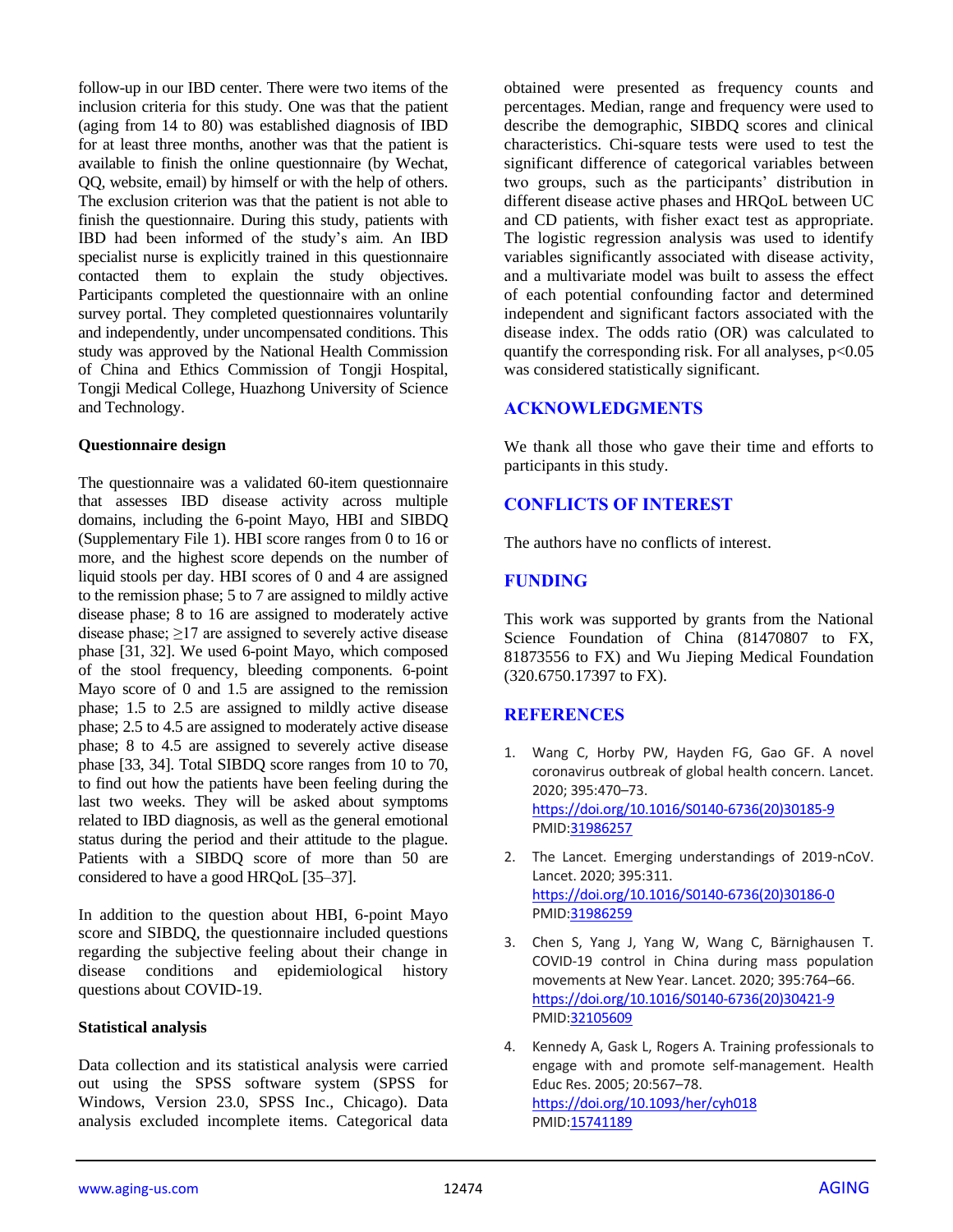follow-up in our IBD center. There were two items of the inclusion criteria for this study. One was that the patient (aging from 14 to 80) was established diagnosis of IBD for at least three months, another was that the patient is available to finish the online questionnaire (by Wechat, QQ, website, email) by himself or with the help of others. The exclusion criterion was that the patient is not able to finish the questionnaire. During this study, patients with IBD had been informed of the study's aim. An IBD specialist nurse is explicitly trained in this questionnaire contacted them to explain the study objectives. Participants completed the questionnaire with an online survey portal. They completed questionnaires voluntarily and independently, under uncompensated conditions. This study was approved by the National Health Commission of China and Ethics Commission of Tongji Hospital, Tongji Medical College, Huazhong University of Science and Technology.

### Questionnaire design

The questionnaire was a validated 60-item questionnaire that assesses IBD disease activity across multiple domains, including the 6-point Mayo, HBI and SIBDQ (Supplementary File 1). HBI score ranges from 0 to 16 or more, and the highest score depends on the number of liquid stools per day. HBI scores of 0 and 4 are assigned to the remission phase; 5 to 7 are assigned to mildly active disease phase; 8 to 16 are assigned to moderately active disease phase; ≥17 are assigned to severely active disease phase [31, 32]. We used 6-point Mayo, which composed of the stool frequency, bleeding components. 6-point Mayo score of 0 and 1.5 are assigned to the remission phase; 1.5 to 2.5 are assigned to mildly active disease phase; 2.5 to 4.5 are assigned to moderately active disease phase; 8 to 4.5 are assigned to severely active disease phase [33, 34]. Total SIBDQ score ranges from 10 to 70, to find out how the patients have been feeling during the last two weeks. They will be asked about symptoms related to IBD diagnosis, as well as the general emotional status during the period and their attitude to the plague. Patients with a SIBDQ score of more than 50 are considered to have a good HRQoL [35–37].

In addition to the question about HBI, 6-point Mayo score and SIBDQ, the questionnaire included questions regarding the subjective feeling about their change in disease conditions and epidemiological history questions about COVID-19.

### Statistical analysis

Data collection and its statistical analysis were carried out using the SPSS software system (SPSS for Windows, Version 23.0, SPSS Inc., Chicago). Data analysis excluded incomplete items. Categorical data obtained were presented as frequency counts and percentages. Median, range and frequency were used to describe the demographic, SIBDQ scores and clinical characteristics. Chi-square tests were used to test the significant difference of categorical variables between two groups, such as the participants' distribution in different disease active phases and HRQoL between UC and CD patients, with fisher exact test as appropriate. The logistic regression analysis was used to identify variables significantly associated with disease activity, and a multivariate model was built to assess the effect of each potential confounding factor and determined independent and significant factors associated with the disease index. The odds ratio (OR) was calculated to quantify the corresponding risk. For all analyses, $p<0.05$ was considered statistically significant.

## ACKNOWLEDGMENTS

We thank all those who gave their time and efforts to participants in this study.

## CONFLICTS OF INTEREST

The authors have no conflicts of interest.

## FUNDING

This work was supported by grants from the National Science Foundation of China (81470807 to FX, 81873556 to FX) and Wu Jieping Medical Foundation (320.6750.17397 to FX).

## REFERENCES

1. Wang C, Horby PW, Hayden FG, Gao GF. A novel coronavirus outbreak of global health concern. Lancet. 2020; 395:470–73. https://doi.org/10.1016/S0140-6736(20)30185-9 PMID:31986257

2. The Lancet. Emerging understandings of 2019-nCoV. Lancet. 2020; 395:311. https://doi.org/10.1016/S0140-6736(20)30186-0 PMID:31986259

3. Chen S, Yang J, Yang W, Wang C, Bärnighausen T. COVID-19 control in China during mass population movements at New Year. Lancet. 2020; 395:764–66. https://doi.org/10.1016/S0140-6736(20)30421-9 PMID:32105609

4. Kennedy A, Gask L, Rogers A. Training professionals to engage with and promote self-management. Health Educ Res. 2005; 20:567–78. https://doi.org/10.1093/her/cyh018 PMID:15741189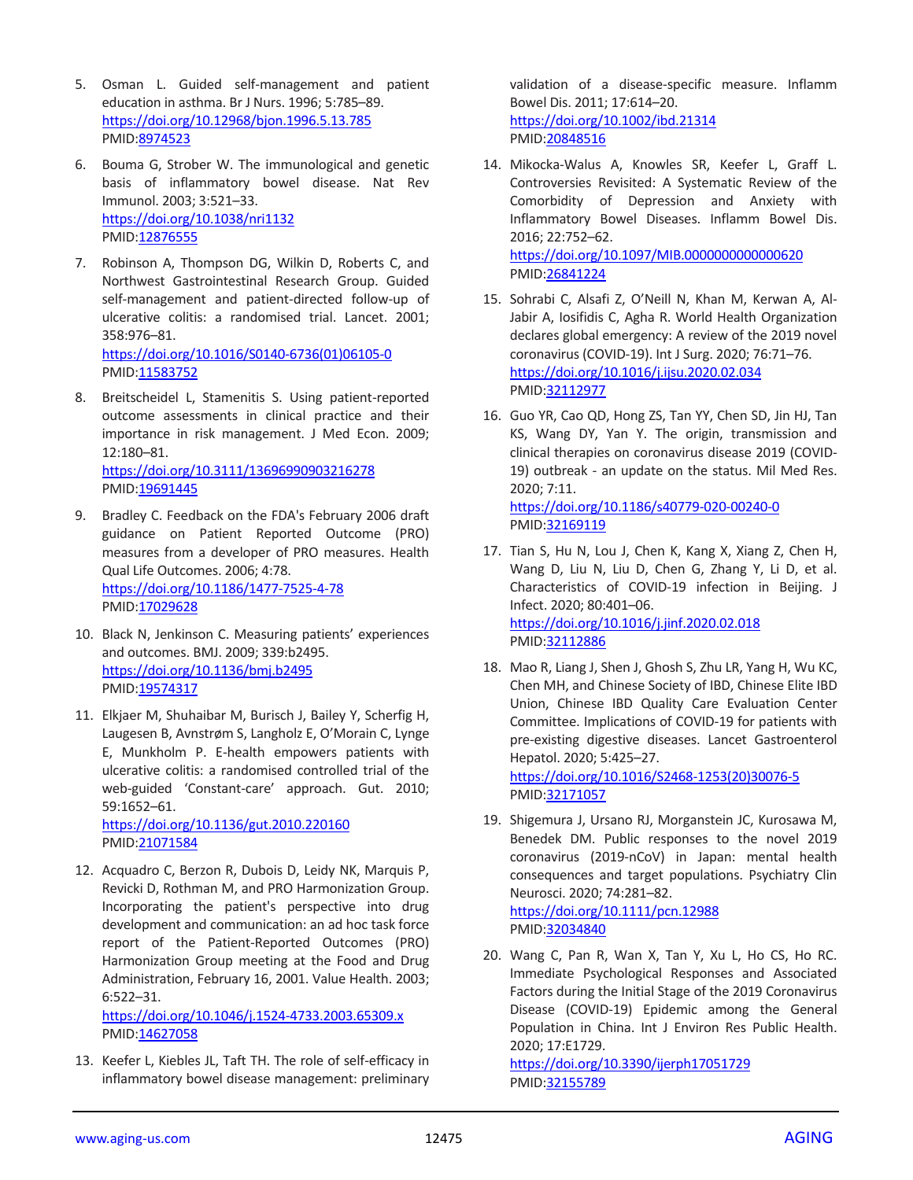5. Osman L. Guided self-management and patient education in asthma. Br J Nurs. 1996; 5:785–89. https://doi.org/10.12968/bjon.1996.5.13.785 PMID:8974523

6. Bouma G, Strober W. The immunological and genetic basis of inflammatory bowel disease. Nat Rev Immunol. 2003; 3:521–33. https://doi.org/10.1038/nri1132 PMID:12876555

7. Robinson A, Thompson DG, Wilkin D, Roberts C, and Northwest Gastrointestinal Research Group. Guided self-management and patient-directed follow-up of ulcerative colitis: a randomised trial. Lancet. 2001; 358:976–81. https://doi.org/10.1016/S0140-6736(01)06105-0 PMID:11583752

8. Breitscheidel L, Stamenitis S. Using patient-reported outcome assessments in clinical practice and their importance in risk management. J Med Econ. 2009; 12:180–81. https://doi.org/10.3111/13696990903216278 PMID:19691445

9. Bradley C. Feedback on the FDA's February 2006 draft guidance on Patient Reported Outcome (PRO) measures from a developer of PRO measures. Health Qual Life Outcomes. 2006; 4:78. https://doi.org/10.1186/1477-7525-4-78 PMID:17029628

10. Black N, Jenkinson C. Measuring patients' experiences and outcomes. BMJ. 2009; 339:b2495. https://doi.org/10.1136/bmj.b2495 PMID:19574317

11. Elkjaer M, Shuhaibar M, Burisch J, Bailey Y, Scherfig H, Laugesen B, Avnstrøm S, Langholz E, O'Morain C, Lynge E, Munkholm P. E-health empowers patients with ulcerative colitis: a randomised controlled trial of the web-guided 'Constant-care' approach. Gut. 2010; 59:1652–61. https://doi.org/10.1136/gut.2010.220160 PMID:21071584

12. Acquadro C, Berzon R, Dubois D, Leidy NK, Marquis P, Revicki D, Rothman M, and PRO Harmonization Group. Incorporating the patient's perspective into drug development and communication: an ad hoc task force report of the Patient-Reported Outcomes (PRO) Harmonization Group meeting at the Food and Drug Administration, February 16, 2001. Value Health. 2003; 6:522–31. https://doi.org/10.1046/j.1524-4733.2003.65309.x PMID:14627058

13. Keefer L, Kiebles JL, Taft TH. The role of self-efficacy in inflammatory bowel disease management: preliminary validation of a disease-specific measure. Inflamm Bowel Dis. 2011; 17:614–20. https://doi.org/10.1002/ibd.21314 PMID:20848516

14. Mikocka-Walus A, Knowles SR, Keefer L, Graff L. Controversies Revisited: A Systematic Review of the Comorbidity of Depression and Anxiety with Inflammatory Bowel Diseases. Inflamm Bowel Dis. 2016; 22:752–62. https://doi.org/10.1097/MIB.0000000000000620 PMID:26841224

15. Sohrabi C, Alsafi Z, O'Neill N, Khan M, Kerwan A, Al-Jabir A, Iosifidis C, Agha R. World Health Organization declares global emergency: A review of the 2019 novel coronavirus (COVID-19). Int J Surg. 2020; 76:71–76. https://doi.org/10.1016/j.ijsu.2020.02.034 PMID:32112977

16. Guo YR, Cao QD, Hong ZS, Tan YY, Chen SD, Jin HJ, Tan KS, Wang DY, Yan Y. The origin, transmission and clinical therapies on coronavirus disease 2019 (COVID-19) outbreak - an update on the status. Mil Med Res. 2020; 7:11. https://doi.org/10.1186/s40779-020-00240-0 PMID:32169119

17. Tian S, Hu N, Lou J, Chen K, Kang X, Xiang Z, Chen H, Wang D, Liu N, Liu D, Chen G, Zhang Y, Li D, et al. Characteristics of COVID-19 infection in Beijing. J Infect. 2020; 80:401–06. https://doi.org/10.1016/j.jinf.2020.02.018 PMID:32112886

18. Mao R, Liang J, Shen J, Ghosh S, Zhu LR, Yang H, Wu KC, Chen MH, and Chinese Society of IBD, Chinese Elite IBD Union, Chinese IBD Quality Care Evaluation Center Committee. Implications of COVID-19 for patients with pre-existing digestive diseases. Lancet Gastroenterol Hepatol. 2020; 5:425–27. https://doi.org/10.1016/S2468-1253(20)30076-5 PMID:32171057

19. Shigemura J, Ursano RJ, Morganstein JC, Kurosawa M, Benedek DM. Public responses to the novel 2019 coronavirus (2019-nCoV) in Japan: mental health consequences and target populations. Psychiatry Clin Neurosci. 2020; 74:281–82. https://doi.org/10.1111/pcn.12988 PMID:32034840

20. Wang C, Pan R, Wan X, Tan Y, Xu L, Ho CS, Ho RC. Immediate Psychological Responses and Associated Factors during the Initial Stage of the 2019 Coronavirus Disease (COVID-19) Epidemic among the General Population in China. Int J Environ Res Public Health. 2020; 17:E1729. https://doi.org/10.3390/ijerph17051729 PMID:32155789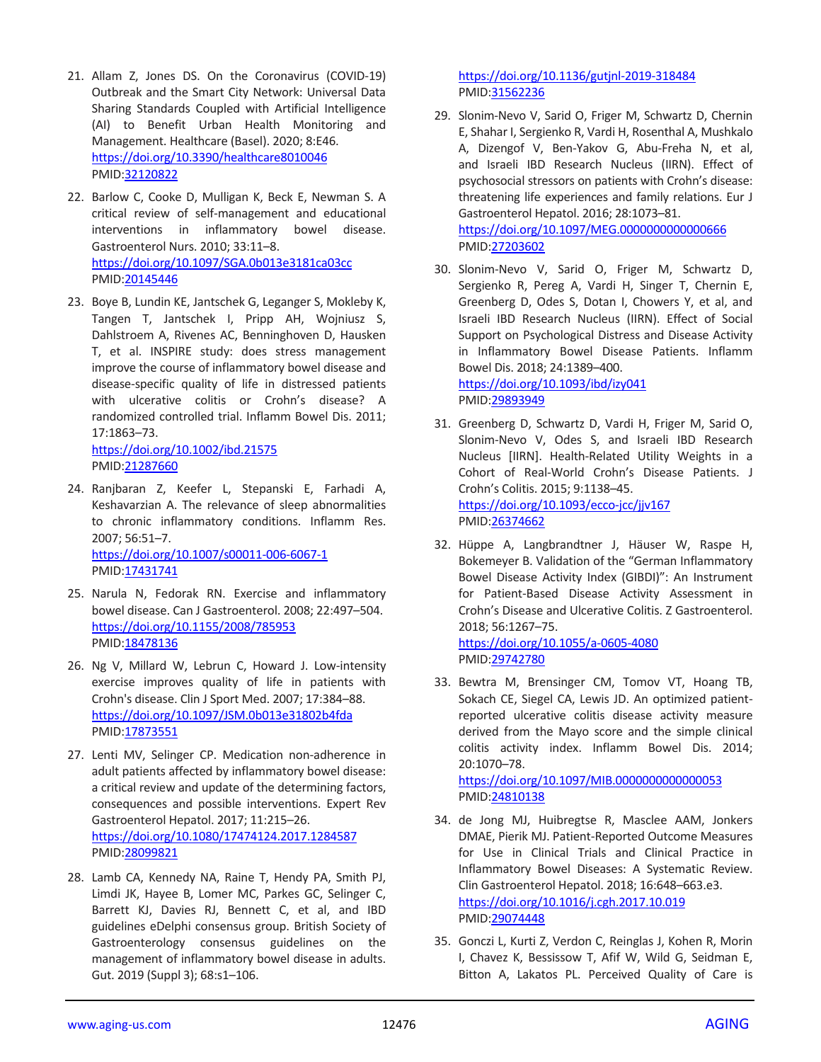21. Allam Z, Jones DS. On the Coronavirus (COVID-19) Outbreak and the Smart City Network: Universal Data Sharing Standards Coupled with Artificial Intelligence (AI) to Benefit Urban Health Monitoring and Management. Healthcare (Basel). 2020; 8:E46. https://doi.org/10.3390/healthcare8010046 PMID:32120822

22. Barlow C, Cooke D, Mulligan K, Beck E, Newman S. A critical review of self-management and educational interventions in inflammatory bowel disease. Gastroenterol Nurs. 2010; 33:11–8. https://doi.org/10.1097/SGA.0b013e3181ca03cc PMID:20145446

23. Boye B, Lundin KE, Jantschek G, Leganger S, Mokleby K, Tangen T, Jantschek I, Pripp AH, Wojniusz S, Dahlstroem A, Rivenes AC, Benninghoven D, Hausken T, et al. INSPIRE study: does stress management improve the course of inflammatory bowel disease and disease-specific quality of life in distressed patients with ulcerative colitis or Crohn's disease? A randomized controlled trial. Inflamm Bowel Dis. 2011; 17:1863–73. https://doi.org/10.1002/ibd.21575 PMID:21287660

24. Ranjbaran Z, Keefer L, Stepanski E, Farhadi A, Keshavarzian A. The relevance of sleep abnormalities to chronic inflammatory conditions. Inflamm Res. 2007; 56:51–7. https://doi.org/10.1007/s00011-006-6067-1 PMID:17431741

25. Narula N, Fedorak RN. Exercise and inflammatory bowel disease. Can J Gastroenterol. 2008; 22:497–504. https://doi.org/10.1155/2008/785953 PMID:18478136

26. Ng V, Millard W, Lebrun C, Howard J. Low-intensity exercise improves quality of life in patients with Crohn's disease. Clin J Sport Med. 2007; 17:384–88. https://doi.org/10.1097/JSM.0b013e31802b4fda PMID:17873551

27. Lenti MV, Selinger CP. Medication non-adherence in adult patients affected by inflammatory bowel disease: a critical review and update of the determining factors, consequences and possible interventions. Expert Rev Gastroenterol Hepatol. 2017; 11:215–26. https://doi.org/10.1080/17474124.2017.1284587 PMID:28099821

28. Lamb CA, Kennedy NA, Raine T, Hendy PA, Smith PJ, Limdi JK, Hayee B, Lomer MC, Parkes GC, Selinger C, Barrett KJ, Davies RJ, Bennett C, et al, and IBD guidelines eDelphi consensus group. British Society of Gastroenterology consensus guidelines on the management of inflammatory bowel disease in adults. Gut. 2019 (Suppl 3); 68:s1–106. https://doi.org/10.1136/gutjnl-2019-318484 PMID:31562236

29. Slonim-Nevo V, Sarid O, Friger M, Schwartz D, Chernin E, Shahar I, Sergienko R, Vardi H, Rosenthal A, Mushkalo A, Dizengof V, Ben-Yakov G, Abu-Freha N, et al, and Israeli IBD Research Nucleus (IIRN). Effect of psychosocial stressors on patients with Crohn's disease: threatening life experiences and family relations. Eur J Gastroenterol Hepatol. 2016; 28:1073–81. https://doi.org/10.1097/MEG.0000000000000666 PMID:27203602

30. Slonim-Nevo V, Sarid O, Friger M, Schwartz D, Sergienko R, Pereg A, Vardi H, Singer T, Chernin E, Greenberg D, Odes S, Dotan I, Chowers Y, et al, and Israeli IBD Research Nucleus (IIRN). Effect of Social Support on Psychological Distress and Disease Activity in Inflammatory Bowel Disease Patients. Inflamm Bowel Dis. 2018; 24:1389–400. https://doi.org/10.1093/ibd/izy041 PMID:29893949

31. Greenberg D, Schwartz D, Vardi H, Friger M, Sarid O, Slonim-Nevo V, Odes S, and Israeli IBD Research Nucleus [IIRN]. Health-Related Utility Weights in a Cohort of Real-World Crohn's Disease Patients. J Crohns Colitis. 2015; 9:1138–45. https://doi.org/10.1093/ecco-jcc/jjv167 PMID:26374662

32. Hüppe A, Langbrandtner J, Häuser W, Raspe H, Bokemeyer B. Validation of the "German Inflammatory Bowel Disease Activity Index (GIBDI)": An Instrument for Patient-Based Disease Activity Assessment in Crohn's Disease and Ulcerative Colitis. Z Gastroenterol. 2018; 56:1267–75. https://doi.org/10.1055/a-0605-4080 PMID:29742780

33. Bewtra M, Brensinger CM, Tomov VT, Hoang TB, Sokach CE, Siegel CA, Lewis JD. An optimized patient-reported ulcerative colitis disease activity measure derived from the Mayo score and the simple clinical colitis activity index. Inflamm Bowel Dis. 2014; 20:1070–78. https://doi.org/10.1097/MIB.0000000000000053 PMID:24810138

34. de Jong MJ, Huibregtse R, Masclee AAM, Jonkers DMAE, Pierik MJ. Patient-Reported Outcome Measures for Use in Clinical Trials and Clinical Practice in Inflammatory Bowel Diseases: A Systematic Review. Clin Gastroenterol Hepatol. 2018; 16:648–663.e3. https://doi.org/10.1016/j.cgh.2017.10.019 PMID:29074448

35. Gonczi L, Kurti Z, Verdon C, Reinglas J, Kohen R, Morin I, Chavez K, Bessissow T, Afif W, Wild G, Seidman E, Bitton A, Lakatos PL. Perceived Quality of Care is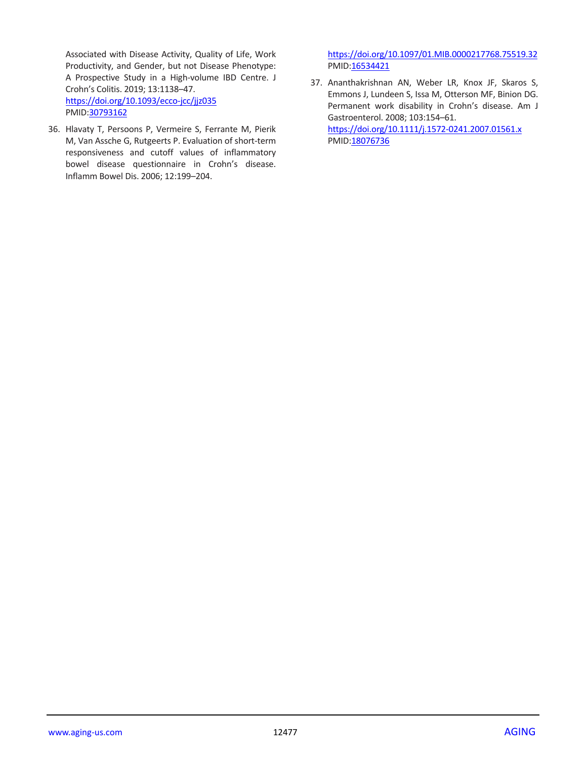Associated with Disease Activity, Quality of Life, Work Productivity, and Gender, but not Disease Phenotype: A Prospective Study in a High-volume IBD Centre. J Crohn's Colitis. 2019; 13:1138–47. https://doi.org/10.1093/ecco-jcc/jjz035 PMID:30793162

36. Hlavaty T, Persoons P, Vermeire S, Ferrante M, Pierik M, Van Assche G, Rutgeerts P. Evaluation of short-term responsiveness and cutoff values of inflammatory bowel disease questionnaire in Crohn's disease. Inflamm Bowel Dis. 2006; 12:199–204. https://doi.org/10.1097/01.MIB.0000217768.75519.32 PMID:16534421

37. Ananthakrishnan AN, Weber LR, Knox JF, Skaros S, Emmons J, Lundeen S, Issa M, Otterson MF, Binion DG. Permanent work disability in Crohn's disease. Am J Gastroenterol. 2008; 103:154–61. https://doi.org/10.1111/j.1572-0241.2007.01561.x PMID:18076736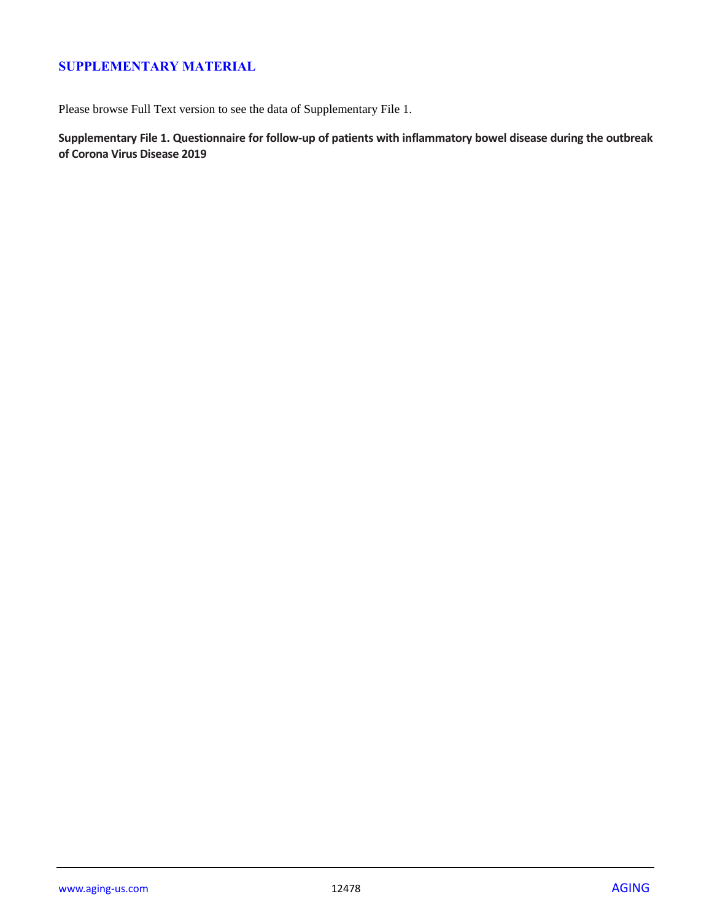## SUPPLEMENTARY MATERIAL

Please browse Full Text version to see the data of Supplementary File 1.

**Supplementary File 1. Questionnaire for follow-up of patients with inflammatory bowel disease during the outbreak of Corona Virus Disease 2019**